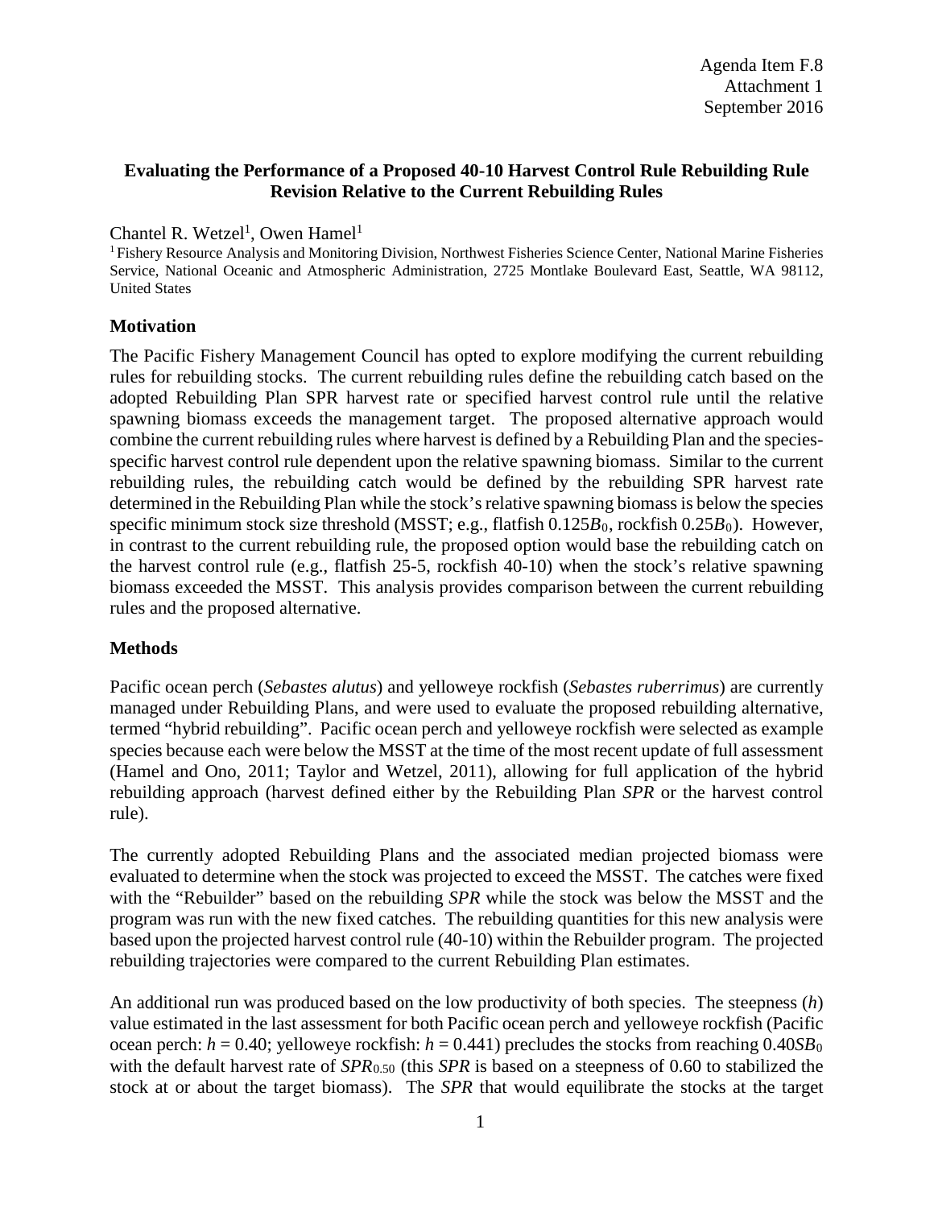Agenda Item F.8
Attachment 1
September 2016

## Evaluating the Performance of a Proposed 40-10 Harvest Control Rule Rebuilding Rule Revision Relative to the Current Rebuilding Rules

Chantel R. Wetzel[1], Owen Hamel[1]

[1] Fishery Resource Analysis and Monitoring Division, Northwest Fisheries Science Center, National Marine Fisheries Service, National Oceanic and Atmospheric Administration, 2725 Montlake Boulevard East, Seattle, WA 98112, United States

### Motivation

The Pacific Fishery Management Council has opted to explore modifying the current rebuilding rules for rebuilding stocks. The current rebuilding rules define the rebuilding catch based on the adopted Rebuilding Plan SPR harvest rate or specified harvest control rule until the relative spawning biomass exceeds the management target. The proposed alternative approach would combine the current rebuilding rules where harvest is defined by a Rebuilding Plan and the species-specific harvest control rule dependent upon the relative spawning biomass. Similar to the current rebuilding rules, the rebuilding catch would be defined by the rebuilding SPR harvest rate determined in the Rebuilding Plan while the stock's relative spawning biomass is below the species specific minimum stock size threshold (MSST; e.g., flatfish $0.125B_0$, rockfish $0.25B_0$). However, in contrast to the current rebuilding rule, the proposed option would base the rebuilding catch on the harvest control rule (e.g., flatfish 25-5, rockfish 40-10) when the stock's relative spawning biomass exceeded the MSST. This analysis provides comparison between the current rebuilding rules and the proposed alternative.

### Methods

Pacific ocean perch (*Sebastes alutus*) and yelloweye rockfish (*Sebastes ruberrimus*) are currently managed under Rebuilding Plans, and were used to evaluate the proposed rebuilding alternative, termed "hybrid rebuilding". Pacific ocean perch and yelloweye rockfish were selected as example species because each were below the MSST at the time of the most recent update of full assessment (Hamel and Ono, 2011; Taylor and Wetzel, 2011), allowing for full application of the hybrid rebuilding approach (harvest defined either by the Rebuilding Plan *SPR* or the harvest control rule).

The currently adopted Rebuilding Plans and the associated median projected biomass were evaluated to determine when the stock was projected to exceed the MSST. The catches were fixed with the "Rebuilder" based on the rebuilding *SPR* while the stock was below the MSST and the program was run with the new fixed catches. The rebuilding quantities for this new analysis were based upon the projected harvest control rule (40-10) within the Rebuilder program. The projected rebuilding trajectories were compared to the current Rebuilding Plan estimates.

An additional run was produced based on the low productivity of both species. The steepness ($h$) value estimated in the last assessment for both Pacific ocean perch and yelloweye rockfish (Pacific ocean perch: $h = 0.40$; yelloweye rockfish: $h = 0.441$) precludes the stocks from reaching $0.40SB_0$ with the default harvest rate of $SPR_{0.50}$ (this *SPR* is based on a steepness of 0.60 to stabilized the stock at or about the target biomass). The *SPR* that would equilibrate the stocks at the target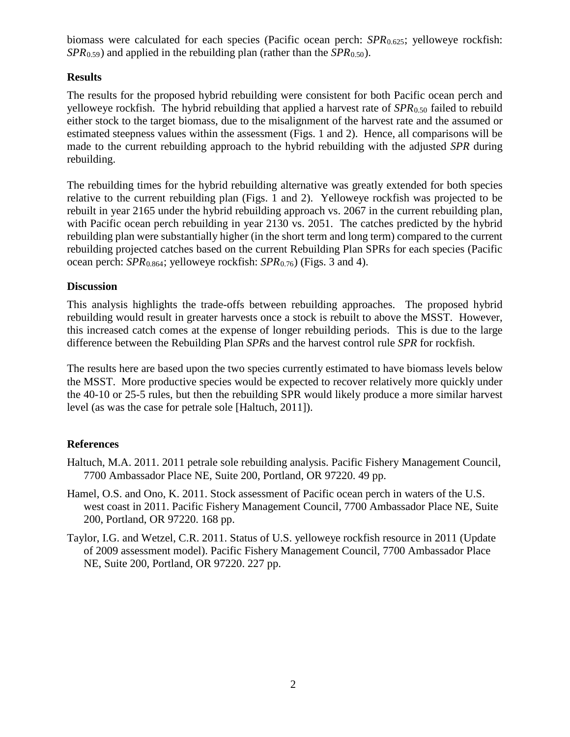biomass were calculated for each species (Pacific ocean perch: $SPR_{0.625}$; yelloweye rockfish: $SPR_{0.59}$) and applied in the rebuilding plan (rather than the $SPR_{0.50}$).

**Results**

The results for the proposed hybrid rebuilding were consistent for both Pacific ocean perch and yelloweye rockfish. The hybrid rebuilding that applied a harvest rate of $SPR_{0.50}$ failed to rebuild either stock to the target biomass, due to the misalignment of the harvest rate and the assumed or estimated steepness values within the assessment (Figs. 1 and 2). Hence, all comparisons will be made to the current rebuilding approach to the hybrid rebuilding with the adjusted *SPR* during rebuilding.

The rebuilding times for the hybrid rebuilding alternative was greatly extended for both species relative to the current rebuilding plan (Figs. 1 and 2). Yelloweye rockfish was projected to be rebuilt in year 2165 under the hybrid rebuilding approach vs. 2067 in the current rebuilding plan, with Pacific ocean perch rebuilding in year 2130 vs. 2051. The catches predicted by the hybrid rebuilding plan were substantially higher (in the short term and long term) compared to the current rebuilding projected catches based on the current Rebuilding Plan SPRs for each species (Pacific ocean perch: $SPR_{0.864}$; yelloweye rockfish: $SPR_{0.76}$) (Figs. 3 and 4).

**Discussion**

This analysis highlights the trade-offs between rebuilding approaches. The proposed hybrid rebuilding would result in greater harvests once a stock is rebuilt to above the MSST. However, this increased catch comes at the expense of longer rebuilding periods. This is due to the large difference between the Rebuilding Plan *SPR*s and the harvest control rule *SPR* for rockfish.

The results here are based upon the two species currently estimated to have biomass levels below the MSST. More productive species would be expected to recover relatively more quickly under the 40-10 or 25-5 rules, but then the rebuilding SPR would likely produce a more similar harvest level (as was the case for petrale sole [Haltuch, 2011]).

**References**

Haltuch, M.A. 2011. 2011 petrale sole rebuilding analysis. Pacific Fishery Management Council, 7700 Ambassador Place NE, Suite 200, Portland, OR 97220. 49 pp.

Hamel, O.S. and Ono, K. 2011. Stock assessment of Pacific ocean perch in waters of the U.S. west coast in 2011. Pacific Fishery Management Council, 7700 Ambassador Place NE, Suite 200, Portland, OR 97220. 168 pp.

Taylor, I.G. and Wetzel, C.R. 2011. Status of U.S. yelloweye rockfish resource in 2011 (Update of 2009 assessment model). Pacific Fishery Management Council, 7700 Ambassador Place NE, Suite 200, Portland, OR 97220. 227 pp.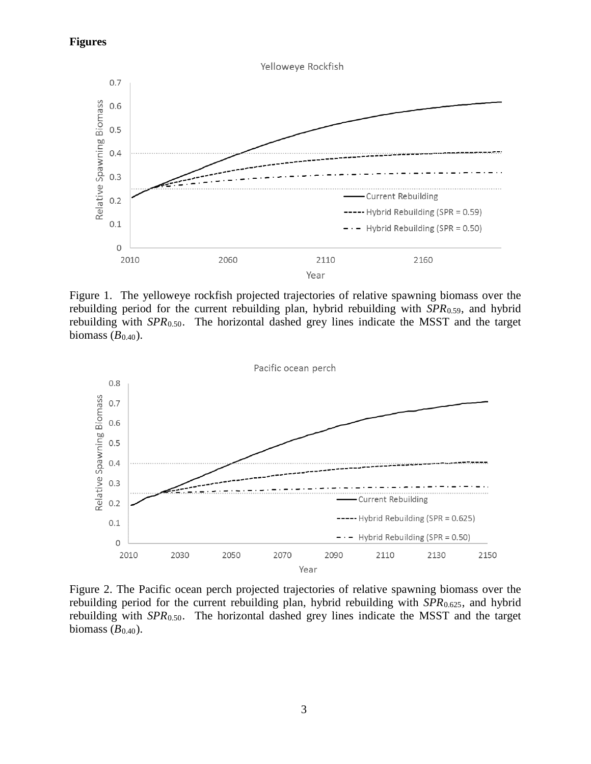**Figures**

Yelloweye Rockfish

0.7
0.6
0.5
0.4
0.3
0.2
0.1
0

Relative Spawning Biomass

2010
2060
2110
2160

Year

Current Rebuilding
Hybrid Rebuilding (SPR = 0.59)
Hybrid Rebuilding (SPR = 0.50)

Figure 1. The yelloweye rockfish projected trajectories of relative spawning biomass over the rebuilding period for the current rebuilding plan, hybrid rebuilding with $SPR_{0.59}$, and hybrid rebuilding with $SPR_{0.50}$. The horizontal dashed grey lines indicate the MSST and the target biomass ($B_{0.40}$).

Pacific ocean perch

0.8
0.7
0.6
0.5
0.4
0.3
0.2
0.1
0

Relative Spawning Biomass

2010
2030
2050
2070
2090
2110
2130
2150

Year

Current Rebuilding
Hybrid Rebuilding (SPR = 0.625)
Hybrid Rebuilding (SPR = 0.50)

Figure 2. The Pacific ocean perch projected trajectories of relative spawning biomass over the rebuilding period for the current rebuilding plan, hybrid rebuilding with $SPR_{0.625}$, and hybrid rebuilding with $SPR_{0.50}$. The horizontal dashed grey lines indicate the MSST and the target biomass ($B_{0.40}$).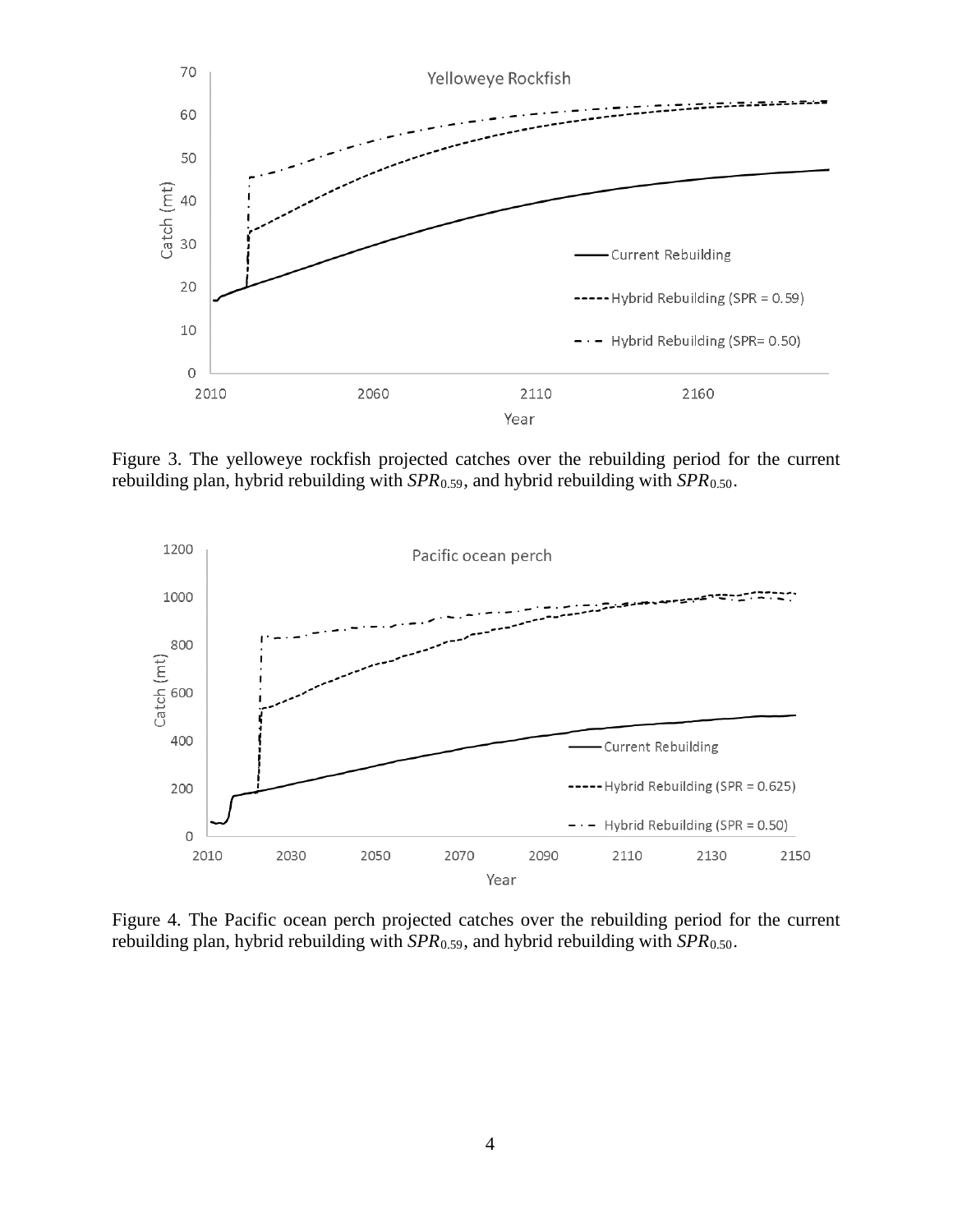Yelloweye Rockfish

Catch (mt)

70
60
50
40
30
20
10
0

2010
2060
2110
2160

Year

Current Rebuilding

Hybrid Rebuilding (SPR = 0.59)

Hybrid Rebuilding (SPR= 0.50)

Figure 3. The yelloweye rockfish projected catches over the rebuilding period for the current rebuilding plan, hybrid rebuilding with $SPR_{0.59}$, and hybrid rebuilding with $SPR_{0.50}$.

Pacific ocean perch

Catch (mt)

1200
1000
800
600
400
200
0

2010
2030
2050
2070
2090
2110
2130
2150

Year

Current Rebuilding

Hybrid Rebuilding (SPR = 0.625)

Hybrid Rebuilding (SPR = 0.50)

Figure 4. The Pacific ocean perch projected catches over the rebuilding period for the current rebuilding plan, hybrid rebuilding with $SPR_{0.59}$, and hybrid rebuilding with $SPR_{0.50}$.